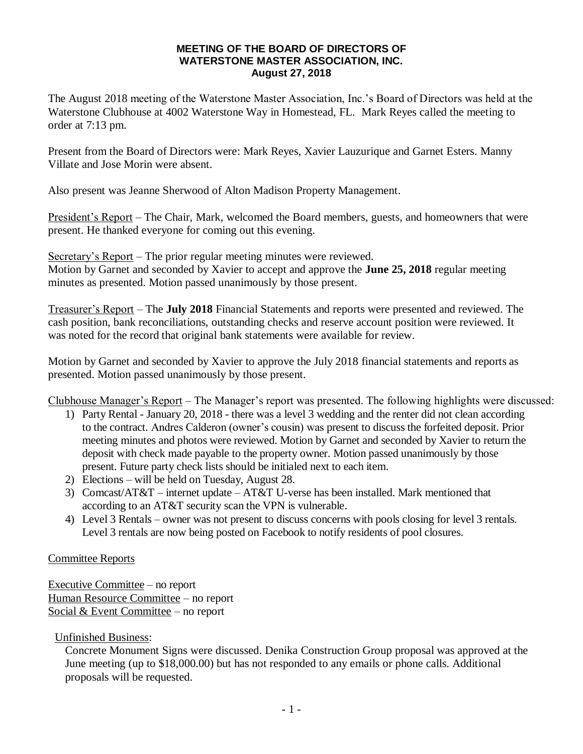**MEETING OF THE BOARD OF DIRECTORS OF**
**WATERSTONE MASTER ASSOCIATION, INC.**
**August 27, 2018**

The August 2018 meeting of the Waterstone Master Association, Inc.'s Board of Directors was held at the Waterstone Clubhouse at 4002 Waterstone Way in Homestead, FL. Mark Reyes called the meeting to order at 7:13 pm.

Present from the Board of Directors were: Mark Reyes, Xavier Lauzurique and Garnet Esters. Manny Villate and Jose Morin were absent.

Also present was Jeanne Sherwood of Alton Madison Property Management.

<u>President's Report</u> – The Chair, Mark, welcomed the Board members, guests, and homeowners that were present. He thanked everyone for coming out this evening.

<u>Secretary's Report</u> – The prior regular meeting minutes were reviewed.
Motion by Garnet and seconded by Xavier to accept and approve the **June 25, 2018** regular meeting minutes as presented. Motion passed unanimously by those present.

<u>Treasurer's Report</u> – The **July 2018** Financial Statements and reports were presented and reviewed. The cash position, bank reconciliations, outstanding checks and reserve account position were reviewed. It was noted for the record that original bank statements were available for review.

Motion by Garnet and seconded by Xavier to approve the July 2018 financial statements and reports as presented. Motion passed unanimously by those present.

<u>Clubhouse Manager's Report</u> – The Manager's report was presented. The following highlights were discussed:

1) Party Rental - January 20, 2018 - there was a level 3 wedding and the renter did not clean according to the contract. Andres Calderon (owner's cousin) was present to discuss the forfeited deposit. Prior meeting minutes and photos were reviewed. Motion by Garnet and seconded by Xavier to return the deposit with check made payable to the property owner. Motion passed unanimously by those present. Future party check lists should be initialed next to each item.
2) Elections – will be held on Tuesday, August 28.
3) Comcast/AT&T – internet update – AT&T U-verse has been installed. Mark mentioned that according to an AT&T security scan the VPN is vulnerable.
4) Level 3 Rentals – owner was not present to discuss concerns with pools closing for level 3 rentals. Level 3 rentals are now being posted on Facebook to notify residents of pool closures.

<u>Committee Reports</u>

<u>Executive Committee</u> – no report
<u>Human Resource Committee</u> – no report
<u>Social & Event Committee</u> – no report

<u>Unfinished Business</u>:

Concrete Monument Signs were discussed. Denika Construction Group proposal was approved at the June meeting (up to $18,000.00) but has not responded to any emails or phone calls. Additional proposals will be requested.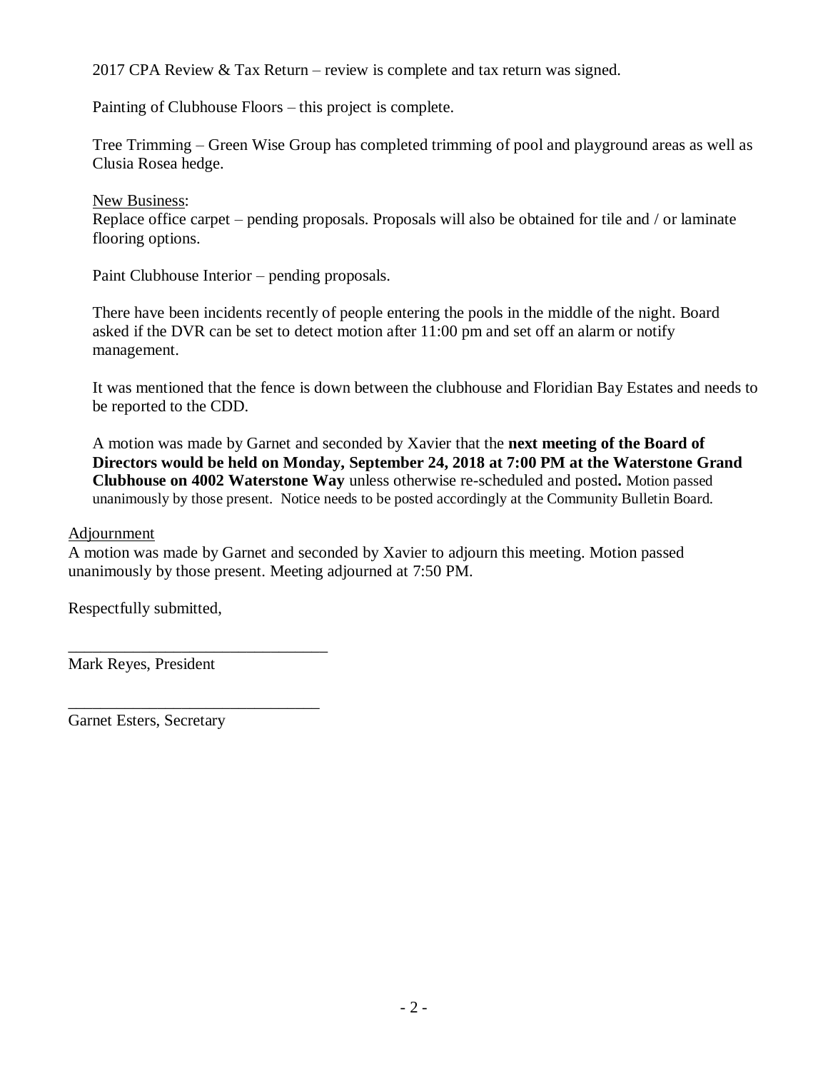2017 CPA Review & Tax Return – review is complete and tax return was signed.

Painting of Clubhouse Floors – this project is complete.

Tree Trimming – Green Wise Group has completed trimming of pool and playground areas as well as Clusia Rosea hedge.

New Business:
Replace office carpet – pending proposals. Proposals will also be obtained for tile and / or laminate flooring options.

Paint Clubhouse Interior – pending proposals.

There have been incidents recently of people entering the pools in the middle of the night. Board asked if the DVR can be set to detect motion after 11:00 pm and set off an alarm or notify management.

It was mentioned that the fence is down between the clubhouse and Floridian Bay Estates and needs to be reported to the CDD.

A motion was made by Garnet and seconded by Xavier that the **next meeting of the Board of Directors would be held on Monday, September 24, 2018 at 7:00 PM at the Waterstone Grand Clubhouse on 4002 Waterstone Way** unless otherwise re-scheduled and posted**.** Motion passed unanimously by those present. Notice needs to be posted accordingly at the Community Bulletin Board.

Adjournment
A motion was made by Garnet and seconded by Xavier to adjourn this meeting. Motion passed unanimously by those present. Meeting adjourned at 7:50 PM.

Respectfully submitted,

_________________________________
Mark Reyes, President

________________________________
Garnet Esters, Secretary